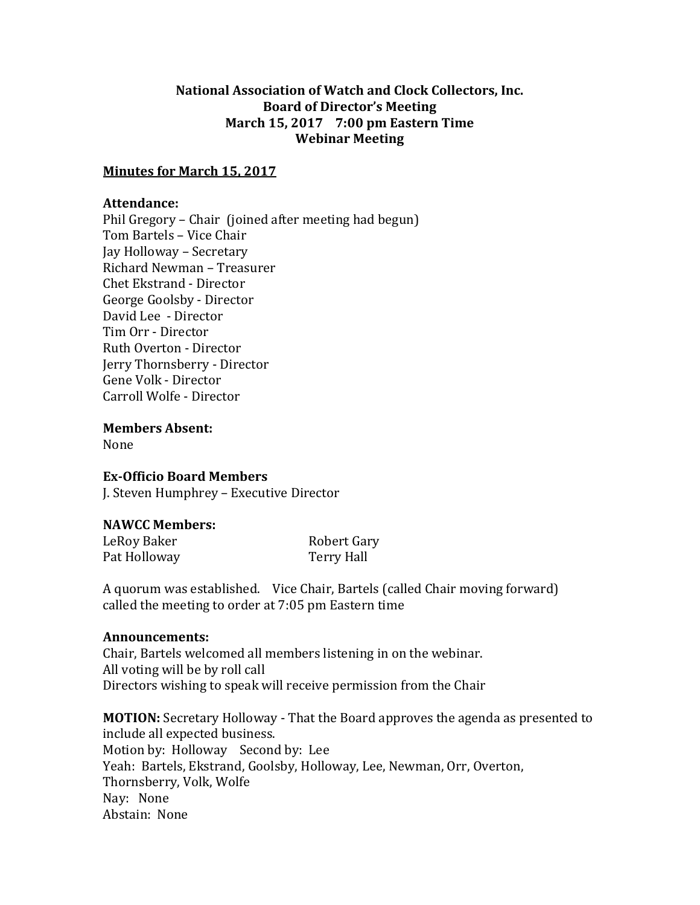**National Association of Watch and Clock Collectors, Inc.**
**Board of Director's Meeting**
**March 15, 2017 7:00 pm Eastern Time**
**Webinar Meeting**

**Minutes for March 15, 2017**

**Attendance:**
Phil Gregory – Chair (joined after meeting had begun)
Tom Bartels – Vice Chair
Jay Holloway – Secretary
Richard Newman – Treasurer
Chet Ekstrand - Director
George Goolsby - Director
David Lee - Director
Tim Orr - Director
Ruth Overton - Director
Jerry Thornsberry - Director
Gene Volk - Director
Carroll Wolfe - Director

**Members Absent:**
None

**Ex-Officio Board Members**
J. Steven Humphrey – Executive Director

**NAWCC Members:**

| | |
|---|---|
| LeRoy Baker | Robert Gary |
| Pat Holloway | Terry Hall |

A quorum was established. Vice Chair, Bartels (called Chair moving forward) called the meeting to order at 7:05 pm Eastern time

**Announcements:**
Chair, Bartels welcomed all members listening in on the webinar.
All voting will be by roll call
Directors wishing to speak will receive permission from the Chair

**MOTION:** Secretary Holloway - That the Board approves the agenda as presented to include all expected business.
Motion by: Holloway Second by: Lee
Yeah: Bartels, Ekstrand, Goolsby, Holloway, Lee, Newman, Orr, Overton, Thornsberry, Volk, Wolfe
Nay: None
Abstain: None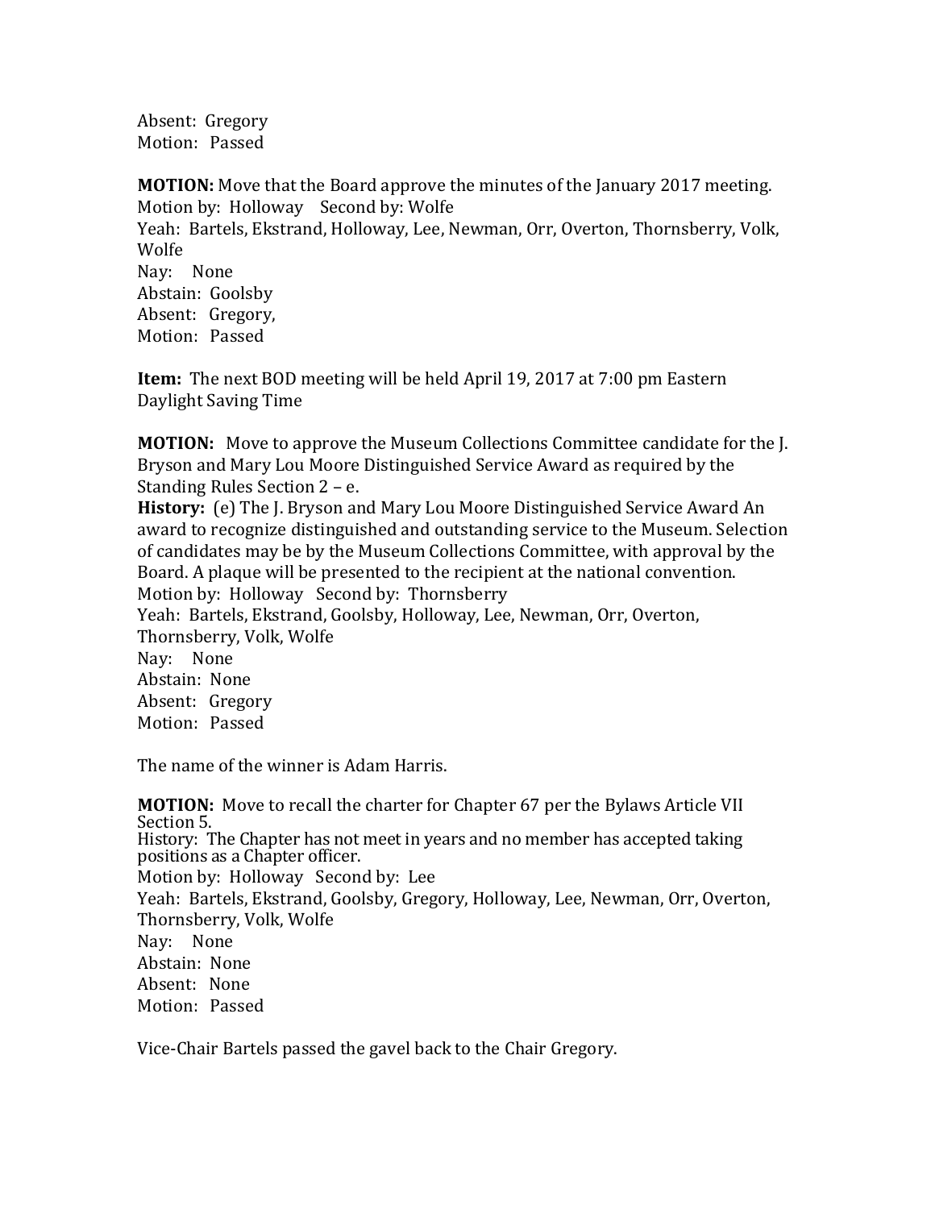Absent: Gregory
Motion: Passed

**MOTION:** Move that the Board approve the minutes of the January 2017 meeting.
Motion by: Holloway Second by: Wolfe
Yeah: Bartels, Ekstrand, Holloway, Lee, Newman, Orr, Overton, Thornsberry, Volk, Wolfe
Nay: None
Abstain: Goolsby
Absent: Gregory,
Motion: Passed

**Item:** The next BOD meeting will be held April 19, 2017 at 7:00 pm Eastern Daylight Saving Time

**MOTION:** Move to approve the Museum Collections Committee candidate for the J. Bryson and Mary Lou Moore Distinguished Service Award as required by the Standing Rules Section 2 – e.
**History:** (e) The J. Bryson and Mary Lou Moore Distinguished Service Award An award to recognize distinguished and outstanding service to the Museum. Selection of candidates may be by the Museum Collections Committee, with approval by the Board. A plaque will be presented to the recipient at the national convention.
Motion by: Holloway Second by: Thornsberry
Yeah: Bartels, Ekstrand, Goolsby, Holloway, Lee, Newman, Orr, Overton, Thornsberry, Volk, Wolfe
Nay: None
Abstain: None
Absent: Gregory
Motion: Passed

The name of the winner is Adam Harris.

**MOTION:** Move to recall the charter for Chapter 67 per the Bylaws Article VII Section 5.
History: The Chapter has not meet in years and no member has accepted taking positions as a Chapter officer.
Motion by: Holloway Second by: Lee
Yeah: Bartels, Ekstrand, Goolsby, Gregory, Holloway, Lee, Newman, Orr, Overton, Thornsberry, Volk, Wolfe
Nay: None
Abstain: None
Absent: None
Motion: Passed

Vice-Chair Bartels passed the gavel back to the Chair Gregory.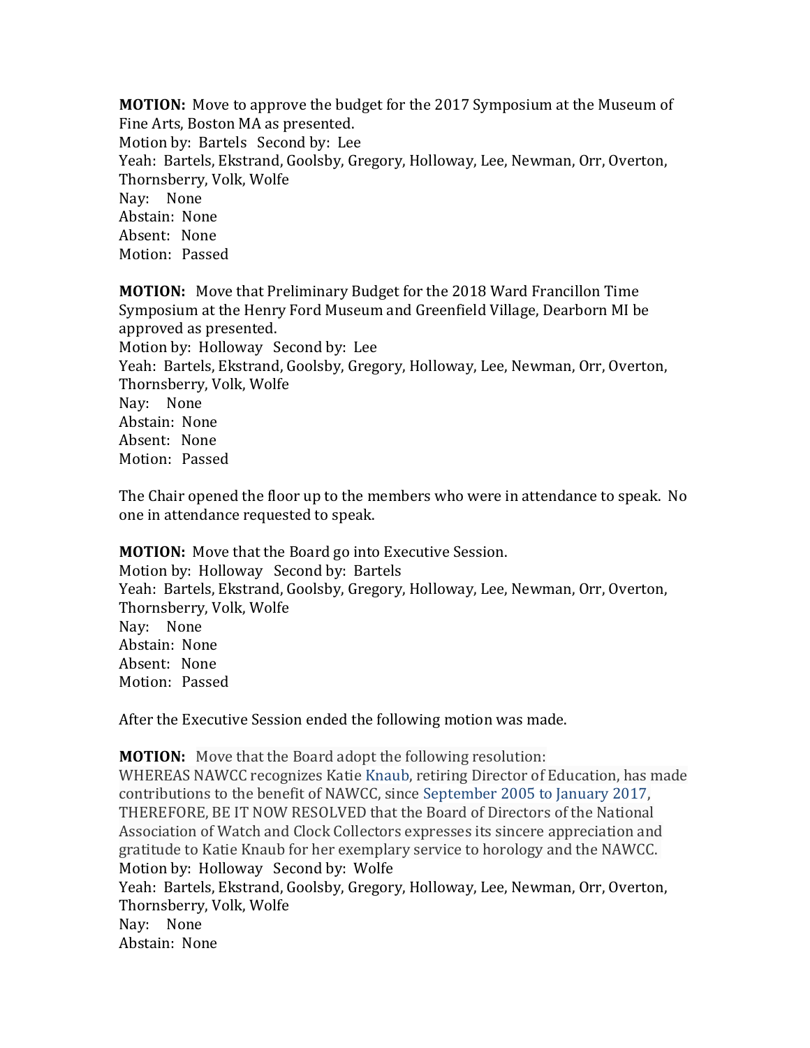**MOTION:** Move to approve the budget for the 2017 Symposium at the Museum of Fine Arts, Boston MA as presented.
Motion by: Bartels Second by: Lee
Yeah: Bartels, Ekstrand, Goolsby, Gregory, Holloway, Lee, Newman, Orr, Overton, Thornsberry, Volk, Wolfe
Nay: None
Abstain: None
Absent: None
Motion: Passed

**MOTION:** Move that Preliminary Budget for the 2018 Ward Francillon Time Symposium at the Henry Ford Museum and Greenfield Village, Dearborn MI be approved as presented.
Motion by: Holloway Second by: Lee
Yeah: Bartels, Ekstrand, Goolsby, Gregory, Holloway, Lee, Newman, Orr, Overton, Thornsberry, Volk, Wolfe
Nay: None
Abstain: None
Absent: None
Motion: Passed

The Chair opened the floor up to the members who were in attendance to speak. No one in attendance requested to speak.

**MOTION:** Move that the Board go into Executive Session.
Motion by: Holloway Second by: Bartels
Yeah: Bartels, Ekstrand, Goolsby, Gregory, Holloway, Lee, Newman, Orr, Overton, Thornsberry, Volk, Wolfe
Nay: None
Abstain: None
Absent: None
Motion: Passed

After the Executive Session ended the following motion was made.

**MOTION:** Move that the Board adopt the following resolution:
WHEREAS NAWCC recognizes Katie Knaub, retiring Director of Education, has made contributions to the benefit of NAWCC, since September 2005 to January 2017, THEREFORE, BE IT NOW RESOLVED that the Board of Directors of the National Association of Watch and Clock Collectors expresses its sincere appreciation and gratitude to Katie Knaub for her exemplary service to horology and the NAWCC.
Motion by: Holloway Second by: Wolfe
Yeah: Bartels, Ekstrand, Goolsby, Gregory, Holloway, Lee, Newman, Orr, Overton, Thornsberry, Volk, Wolfe
Nay: None
Abstain: None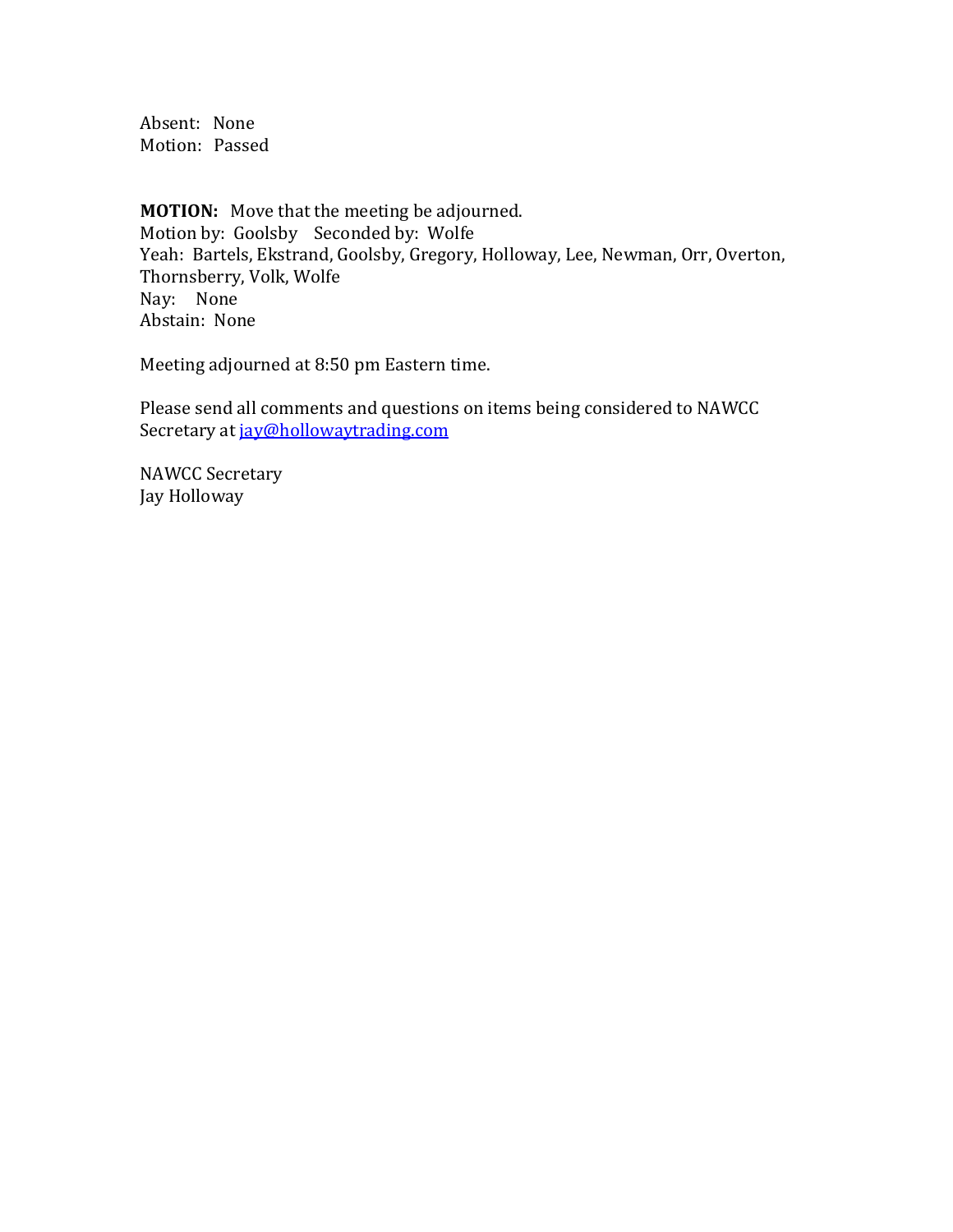Absent: None
Motion: Passed

**MOTION:** Move that the meeting be adjourned.
Motion by: Goolsby Seconded by: Wolfe
Yeah: Bartels, Ekstrand, Goolsby, Gregory, Holloway, Lee, Newman, Orr, Overton, Thornsberry, Volk, Wolfe
Nay: None
Abstain: None

Meeting adjourned at 8:50 pm Eastern time.

Please send all comments and questions on items being considered to NAWCC Secretary at jay@hollowaytrading.com

NAWCC Secretary
Jay Holloway